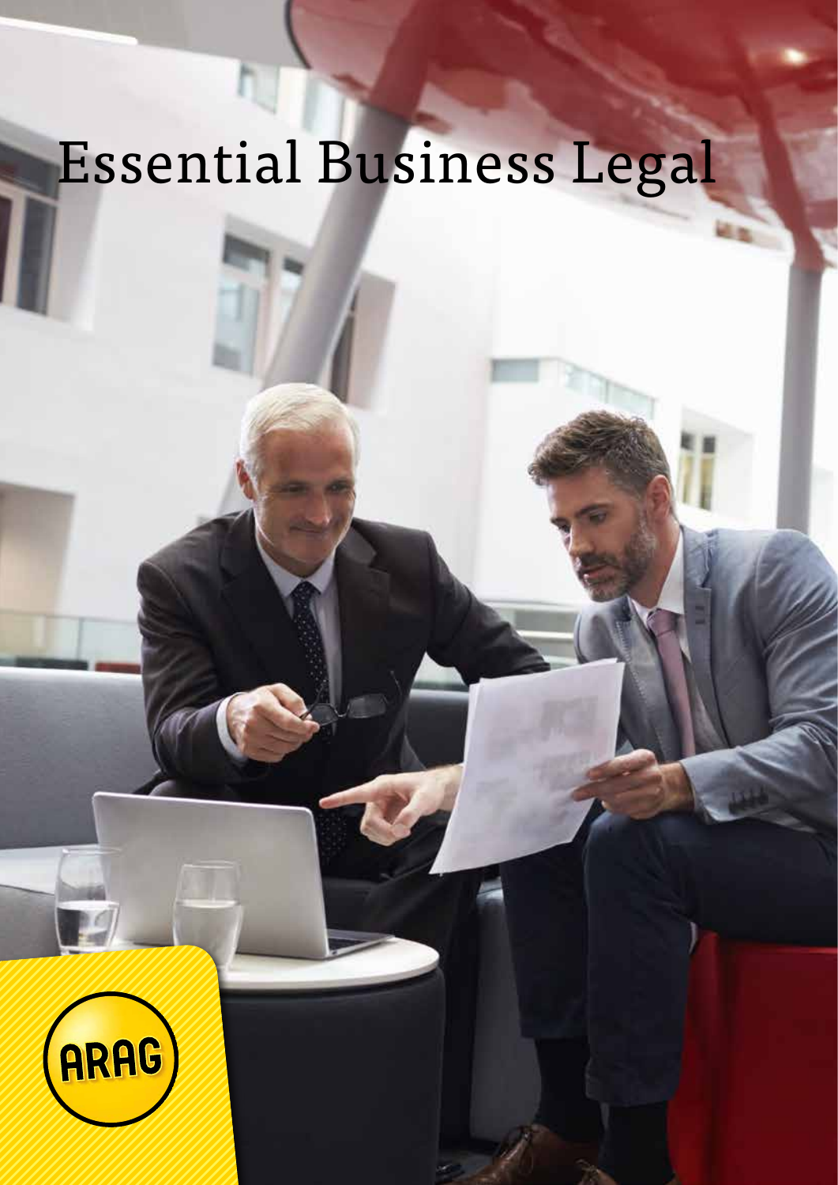# Essential Business Legal

ARAG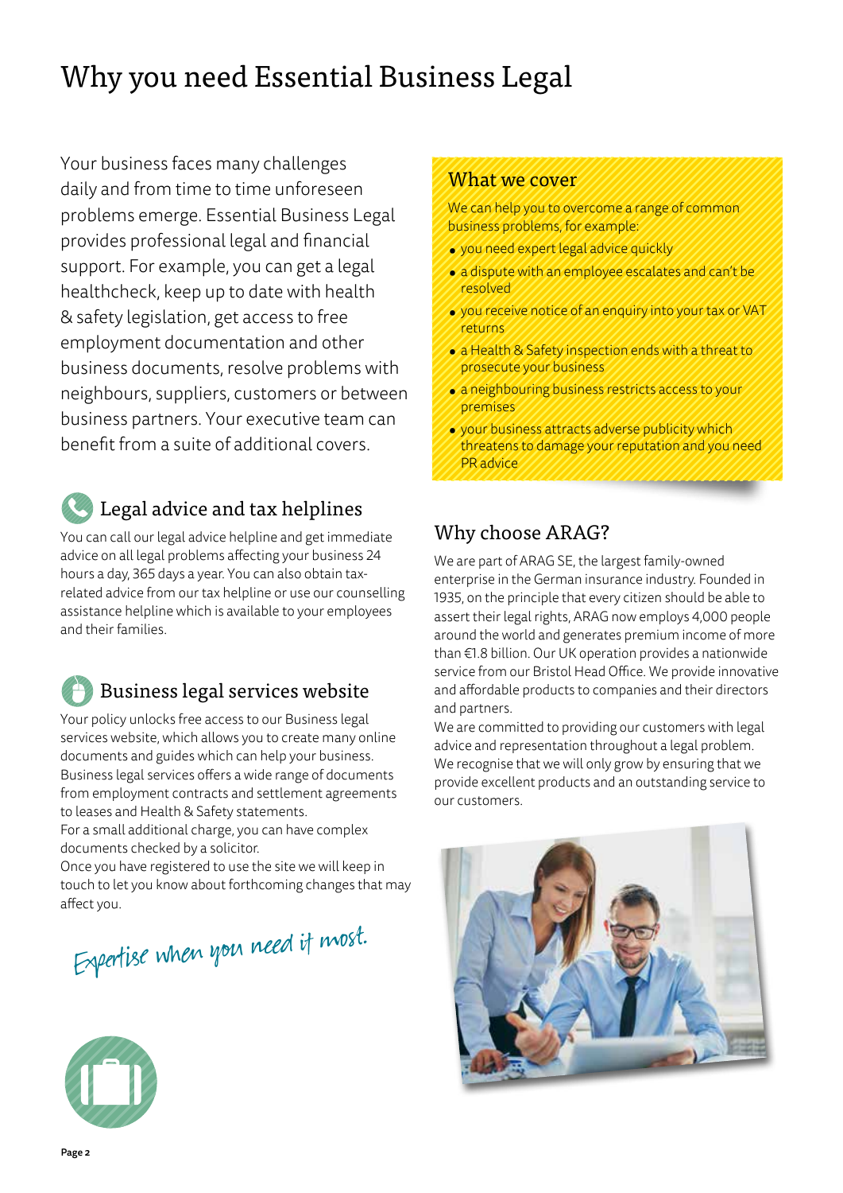# Why you need Essential Business Legal

Your business faces many challenges daily and from time to time unforeseen problems emerge. Essential Business Legal provides professional legal and financial support. For example, you can get a legal healthcheck, keep up to date with health & safety legislation, get access to free employment documentation and other business documents, resolve problems with neighbours, suppliers, customers or between business partners. Your executive team can benefit from a suite of additional covers.

## Legal advice and tax helplines

You can call our legal advice helpline and get immediate advice on all legal problems affecting your business 24 hours a day, 365 days a year. You can also obtain tax-related advice from our tax helpline or use our counselling assistance helpline which is available to your employees and their families.

## Business legal services website

Your policy unlocks free access to our Business legal services website, which allows you to create many online documents and guides which can help your business. Business legal services offers a wide range of documents from employment contracts and settlement agreements to leases and Health & Safety statements.

For a small additional charge, you can have complex documents checked by a solicitor.

Once you have registered to use the site we will keep in touch to let you know about forthcoming changes that may affect you.

*Expertise when you need it most.*

## What we cover

We can help you to overcome a range of common business problems, for example:

- you need expert legal advice quickly
- a dispute with an employee escalates and can't be resolved
- you receive notice of an enquiry into your tax or VAT returns
- a Health & Safety inspection ends with a threat to prosecute your business
- a neighbouring business restricts access to your premises
- your business attracts adverse publicity which threatens to damage your reputation and you need PR advice

## Why choose ARAG?

We are part of ARAG SE, the largest family-owned enterprise in the German insurance industry. Founded in 1935, on the principle that every citizen should be able to assert their legal rights, ARAG now employs 4,000 people around the world and generates premium income of more than €1.8 billion. Our UK operation provides a nationwide service from our Bristol Head Office. We provide innovative and affordable products to companies and their directors and partners.

We are committed to providing our customers with legal advice and representation throughout a legal problem. We recognise that we will only grow by ensuring that we provide excellent products and an outstanding service to our customers.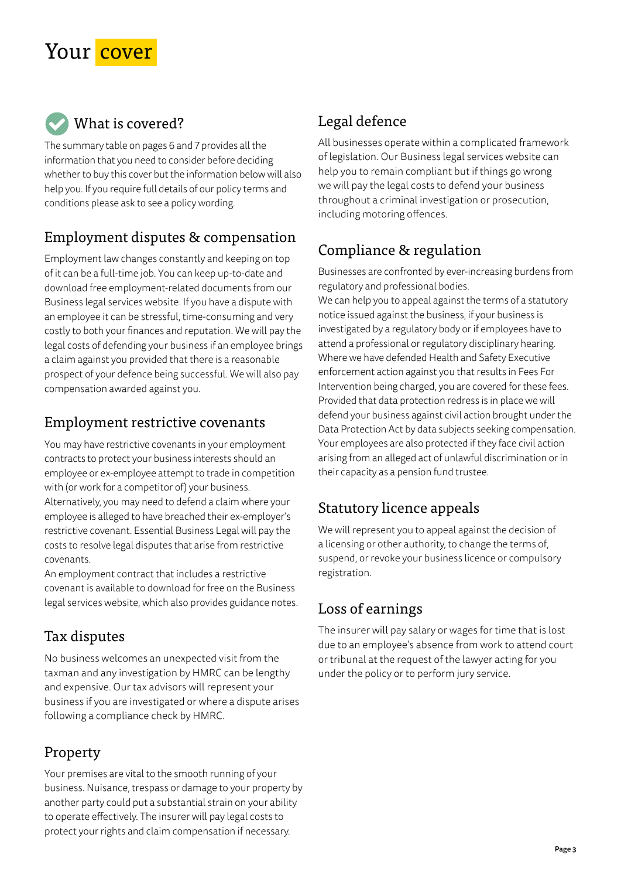# Your cover

## What is covered?

The summary table on pages 6 and 7 provides all the information that you need to consider before deciding whether to buy this cover but the information below will also help you. If you require full details of our policy terms and conditions please ask to see a policy wording.

## Employment disputes & compensation

Employment law changes constantly and keeping on top of it can be a full-time job. You can keep up-to-date and download free employment-related documents from our Business legal services website. If you have a dispute with an employee it can be stressful, time-consuming and very costly to both your finances and reputation. We will pay the legal costs of defending your business if an employee brings a claim against you provided that there is a reasonable prospect of your defence being successful. We will also pay compensation awarded against you.

## Employment restrictive covenants

You may have restrictive covenants in your employment contracts to protect your business interests should an employee or ex-employee attempt to trade in competition with (or work for a competitor of) your business. Alternatively, you may need to defend a claim where your employee is alleged to have breached their ex-employer's restrictive covenant. Essential Business Legal will pay the costs to resolve legal disputes that arise from restrictive covenants.

An employment contract that includes a restrictive covenant is available to download for free on the Business legal services website, which also provides guidance notes.

## Tax disputes

No business welcomes an unexpected visit from the taxman and any investigation by HMRC can be lengthy and expensive. Our tax advisors will represent your business if you are investigated or where a dispute arises following a compliance check by HMRC.

## Property

Your premises are vital to the smooth running of your business. Nuisance, trespass or damage to your property by another party could put a substantial strain on your ability to operate effectively. The insurer will pay legal costs to protect your rights and claim compensation if necessary.

## Legal defence

All businesses operate within a complicated framework of legislation. Our Business legal services website can help you to remain compliant but if things go wrong we will pay the legal costs to defend your business throughout a criminal investigation or prosecution, including motoring offences.

## Compliance & regulation

Businesses are confronted by ever-increasing burdens from regulatory and professional bodies.

We can help you to appeal against the terms of a statutory notice issued against the business, if your business is investigated by a regulatory body or if employees have to attend a professional or regulatory disciplinary hearing. Where we have defended Health and Safety Executive enforcement action against you that results in Fees For Intervention being charged, you are covered for these fees. Provided that data protection redress is in place we will defend your business against civil action brought under the Data Protection Act by data subjects seeking compensation. Your employees are also protected if they face civil action arising from an alleged act of unlawful discrimination or in their capacity as a pension fund trustee.

## Statutory licence appeals

We will represent you to appeal against the decision of a licensing or other authority, to change the terms of, suspend, or revoke your business licence or compulsory registration.

## Loss of earnings

The insurer will pay salary or wages for time that is lost due to an employee's absence from work to attend court or tribunal at the request of the lawyer acting for you under the policy or to perform jury service.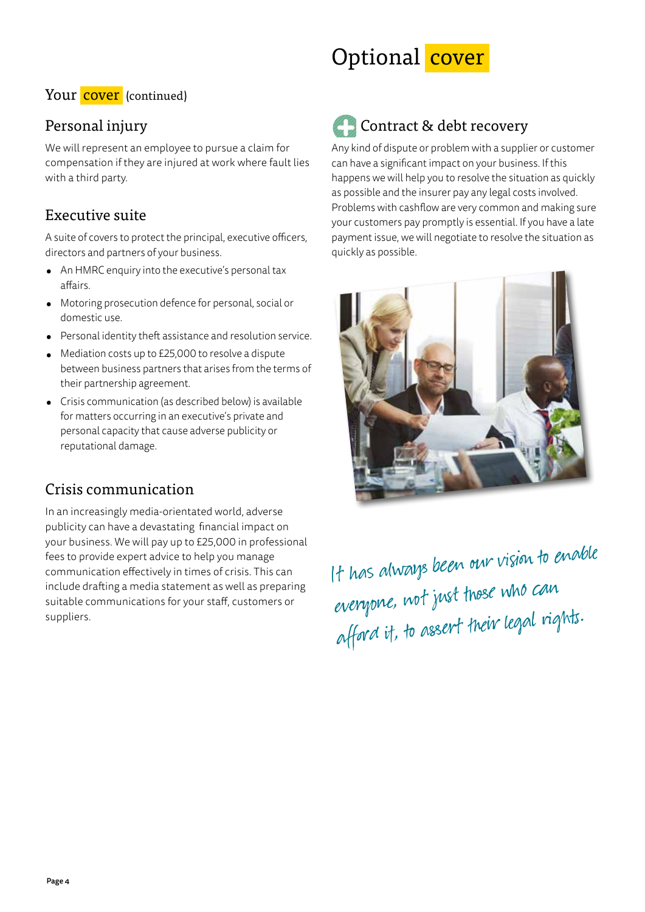## Your cover (continued)

### Personal injury

We will represent an employee to pursue a claim for compensation if they are injured at work where fault lies with a third party.

### Executive suite

A suite of covers to protect the principal, executive officers, directors and partners of your business.

- An HMRC enquiry into the executive's personal tax affairs.
- Motoring prosecution defence for personal, social or domestic use.
- Personal identity theft assistance and resolution service.
- Mediation costs up to £25,000 to resolve a dispute between business partners that arises from the terms of their partnership agreement.
- Crisis communication (as described below) is available for matters occurring in an executive's private and personal capacity that cause adverse publicity or reputational damage.

### Crisis communication

In an increasingly media-orientated world, adverse publicity can have a devastating financial impact on your business. We will pay up to £25,000 in professional fees to provide expert advice to help you manage communication effectively in times of crisis. This can include drafting a media statement as well as preparing suitable communications for your staff, customers or suppliers.

# Optional cover

### Contract & debt recovery

Any kind of dispute or problem with a supplier or customer can have a significant impact on your business. If this happens we will help you to resolve the situation as quickly as possible and the insurer pay any legal costs involved. Problems with cashflow are very common and making sure your customers pay promptly is essential. If you have a late payment issue, we will negotiate to resolve the situation as quickly as possible.

*It has always been our vision to enable everyone, not just those who can afford it, to assert their legal rights.*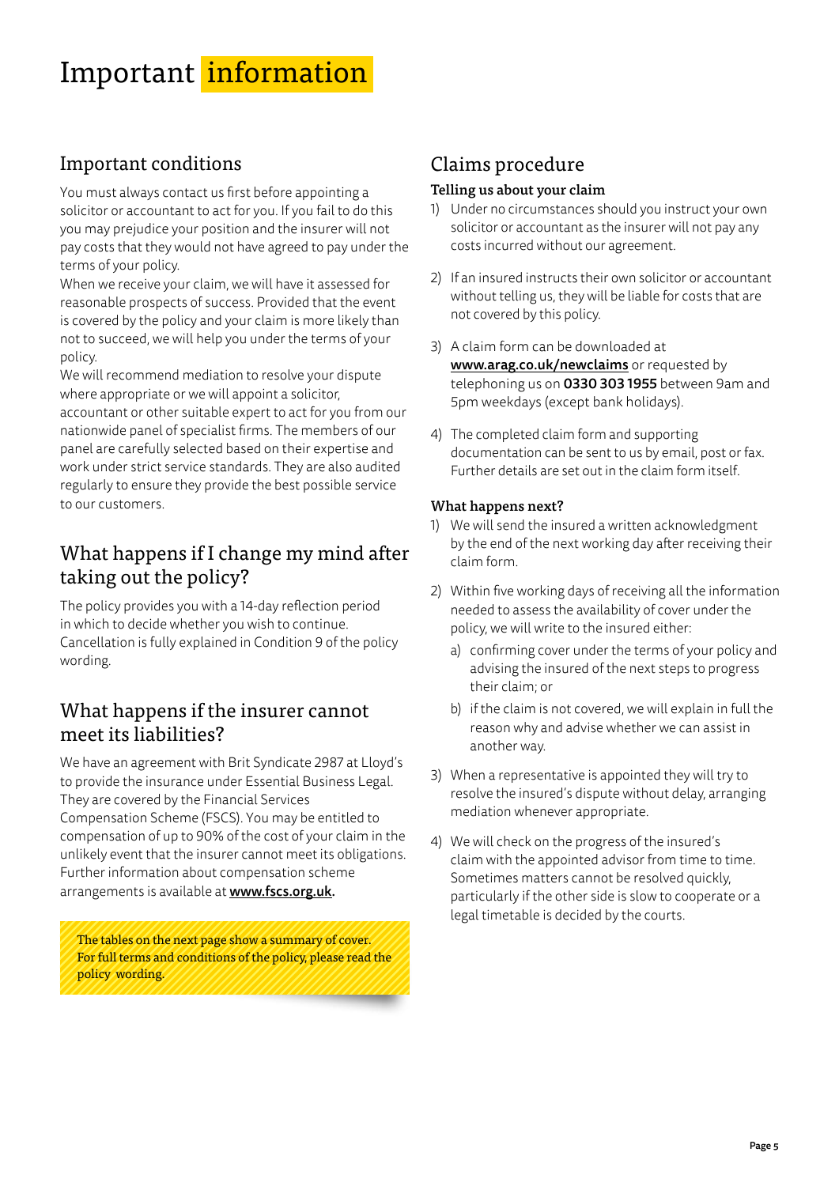# Important information

## Important conditions

You must always contact us first before appointing a solicitor or accountant to act for you. If you fail to do this you may prejudice your position and the insurer will not pay costs that they would not have agreed to pay under the terms of your policy.

When we receive your claim, we will have it assessed for reasonable prospects of success. Provided that the event is covered by the policy and your claim is more likely than not to succeed, we will help you under the terms of your policy.

We will recommend mediation to resolve your dispute where appropriate or we will appoint a solicitor, accountant or other suitable expert to act for you from our nationwide panel of specialist firms. The members of our panel are carefully selected based on their expertise and work under strict service standards. They are also audited regularly to ensure they provide the best possible service to our customers.

## What happens if I change my mind after taking out the policy?

The policy provides you with a 14-day reflection period in which to decide whether you wish to continue. Cancellation is fully explained in Condition 9 of the policy wording.

## What happens if the insurer cannot meet its liabilities?

We have an agreement with Brit Syndicate 2987 at Lloyd's to provide the insurance under Essential Business Legal. They are covered by the Financial Services Compensation Scheme (FSCS). You may be entitled to compensation of up to 90% of the cost of your claim in the unlikely event that the insurer cannot meet its obligations. Further information about compensation scheme arrangements is available at **www.fscs.org.uk**.

The tables on the next page show a summary of cover. For full terms and conditions of the policy, please read the policy wording.

## Claims procedure

### Telling us about your claim

1) Under no circumstances should you instruct your own solicitor or accountant as the insurer will not pay any costs incurred without our agreement.
2) If an insured instructs their own solicitor or accountant without telling us, they will be liable for costs that are not covered by this policy.
3) A claim form can be downloaded at **www.arag.co.uk/newclaims** or requested by telephoning us on **0330 303 1955** between 9am and 5pm weekdays (except bank holidays).
4) The completed claim form and supporting documentation can be sent to us by email, post or fax. Further details are set out in the claim form itself.

### What happens next?

1) We will send the insured a written acknowledgment by the end of the next working day after receiving their claim form.
2) Within five working days of receiving all the information needed to assess the availability of cover under the policy, we will write to the insured either:
   a) confirming cover under the terms of your policy and advising the insured of the next steps to progress their claim; or
   b) if the claim is not covered, we will explain in full the reason why and advise whether we can assist in another way.
3) When a representative is appointed they will try to resolve the insured's dispute without delay, arranging mediation whenever appropriate.
4) We will check on the progress of the insured's claim with the appointed advisor from time to time. Sometimes matters cannot be resolved quickly, particularly if the other side is slow to cooperate or a legal timetable is decided by the courts.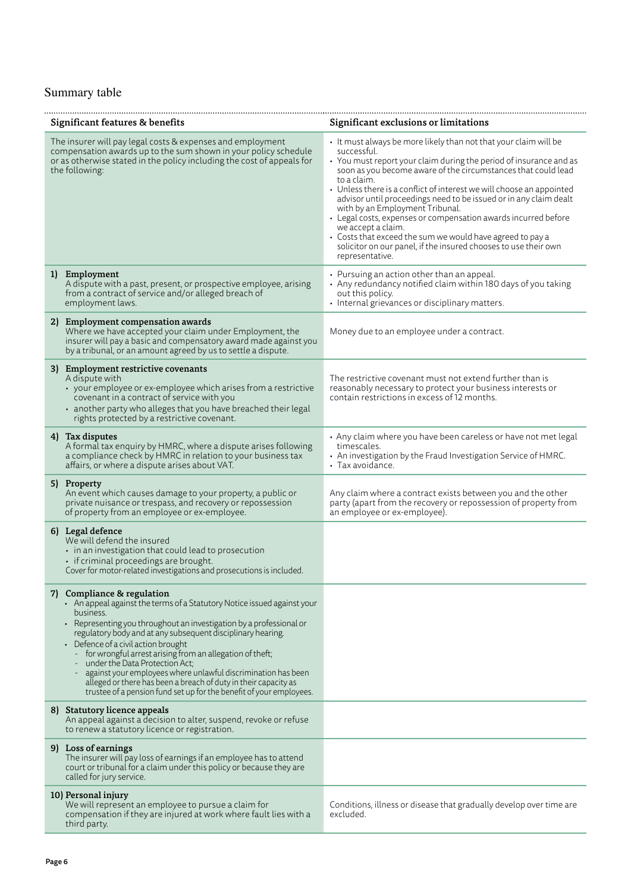## Summary table

| Significant features & benefits | Significant exclusions or limitations |
|---|---|
| The insurer will pay legal costs & expenses and employment compensation awards up to the sum shown in your policy schedule or as otherwise stated in the policy including the cost of appeals for the following: | • It must always be more likely than not that your claim will be successful.<br>• You must report your claim during the period of insurance and as soon as you become aware of the circumstances that could lead to a claim.<br>• Unless there is a conflict of interest we will choose an appointed advisor until proceedings need to be issued or in any claim dealt with by an Employment Tribunal.<br>• Legal costs, expenses or compensation awards incurred before we accept a claim.<br>• Costs that exceed the sum we would have agreed to pay a solicitor on our panel, if the insured chooses to use their own representative. |
| **1) Employment**<br>A dispute with a past, present, or prospective employee, arising from a contract of service and/or alleged breach of employment laws. | • Pursuing an action other than an appeal.<br>• Any redundancy notified claim within 180 days of you taking out this policy.<br>• Internal grievances or disciplinary matters. |
| **2) Employment compensation awards**<br>Where we have accepted your claim under Employment, the insurer will pay a basic and compensatory award made against you by a tribunal, or an amount agreed by us to settle a dispute. | Money due to an employee under a contract. |
| **3) Employment restrictive covenants**<br>A dispute with<br>• your employee or ex-employee which arises from a restrictive covenant in a contract of service with you<br>• another party who alleges that you have breached their legal rights protected by a restrictive covenant. | The restrictive covenant must not extend further than is reasonably necessary to protect your business interests or contain restrictions in excess of 12 months. |
| **4) Tax disputes**<br>A formal tax enquiry by HMRC, where a dispute arises following a compliance check by HMRC in relation to your business tax affairs, or where a dispute arises about VAT. | • Any claim where you have been careless or have not met legal timescales.<br>• An investigation by the Fraud Investigation Service of HMRC.<br>• Tax avoidance. |
| **5) Property**<br>An event which causes damage to your property, a public or private nuisance or trespass, and recovery or repossession of property from an employee or ex-employee. | Any claim where a contract exists between you and the other party (apart from the recovery or repossession of property from an employee or ex-employee). |
| **6) Legal defence**<br>We will defend the insured<br>• in an investigation that could lead to prosecution<br>• if criminal proceedings are brought.<br>Cover for motor-related investigations and prosecutions is included. | |
| **7) Compliance & regulation**<br>• An appeal against the terms of a Statutory Notice issued against your business.<br>• Representing you throughout an investigation by a professional or regulatory body and at any subsequent disciplinary hearing.<br>• Defence of a civil action brought<br>- for wrongful arrest arising from an allegation of theft;<br>- under the Data Protection Act;<br>- against your employees where unlawful discrimination has been alleged or there has been a breach of duty in their capacity as trustee of a pension fund set up for the benefit of your employees. | |
| **8) Statutory licence appeals**<br>An appeal against a decision to alter, suspend, revoke or refuse to renew a statutory licence or registration. | |
| **9) Loss of earnings**<br>The insurer will pay loss of earnings if an employee has to attend court or tribunal for a claim under this policy or because they are called for jury service. | |
| **10) Personal injury**<br>We will represent an employee to pursue a claim for compensation if they are injured at work where fault lies with a third party. | Conditions, illness or disease that gradually develop over time are excluded. |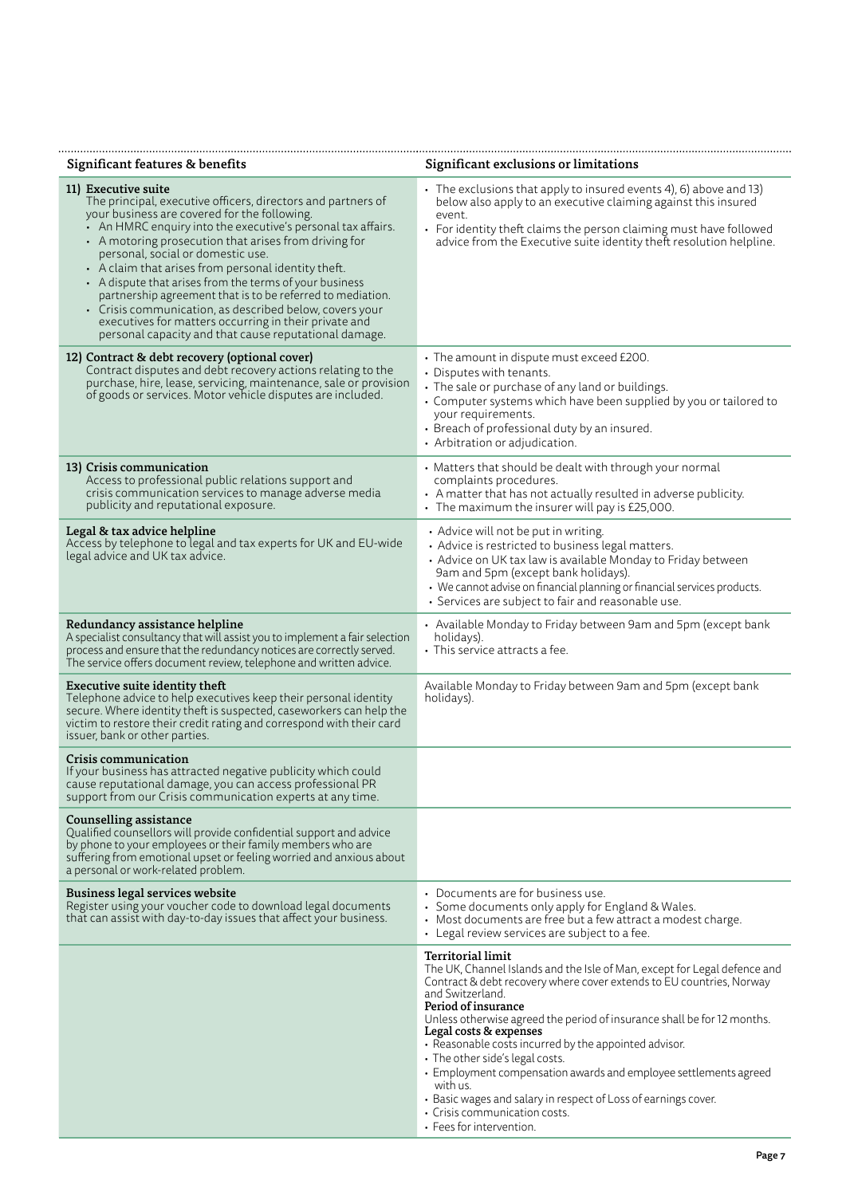| Significant features & benefits | Significant exclusions or limitations |
|---|---|
| **11) Executive suite**<br>The principal, executive officers, directors and partners of your business are covered for the following.<br>• An HMRC enquiry into the executive's personal tax affairs.<br>• A motoring prosecution that arises from driving for personal, social or domestic use.<br>• A claim that arises from personal identity theft.<br>• A dispute that arises from the terms of your business partnership agreement that is to be referred to mediation.<br>• Crisis communication, as described below, covers your executives for matters occurring in their private and personal capacity and that cause reputational damage. | • The exclusions that apply to insured events 4), 6) above and 13) below also apply to an executive claiming against this insured event.<br>• For identity theft claims the person claiming must have followed advice from the Executive suite identity theft resolution helpline. |
| **12) Contract & debt recovery (optional cover)**<br>Contract disputes and debt recovery actions relating to the purchase, hire, lease, servicing, maintenance, sale or provision of goods or services. Motor vehicle disputes are included. | • The amount in dispute must exceed £200.<br>• Disputes with tenants.<br>• The sale or purchase of any land or buildings.<br>• Computer systems which have been supplied by you or tailored to your requirements.<br>• Breach of professional duty by an insured.<br>• Arbitration or adjudication. |
| **13) Crisis communication**<br>Access to professional public relations support and crisis communication services to manage adverse media publicity and reputational exposure. | • Matters that should be dealt with through your normal complaints procedures.<br>• A matter that has not actually resulted in adverse publicity.<br>• The maximum the insurer will pay is £25,000. |
| **Legal & tax advice helpline**<br>Access by telephone to legal and tax experts for UK and EU-wide legal advice and UK tax advice. | • Advice will not be put in writing.<br>• Advice is restricted to business legal matters.<br>• Advice on UK tax law is available Monday to Friday between 9am and 5pm (except bank holidays).<br>• We cannot advise on financial planning or financial services products.<br>• Services are subject to fair and reasonable use. |
| **Redundancy assistance helpline**<br>A specialist consultancy that will assist you to implement a fair selection process and ensure that the redundancy notices are correctly served. The service offers document review, telephone and written advice. | • Available Monday to Friday between 9am and 5pm (except bank holidays).<br>• This service attracts a fee. |
| **Executive suite identity theft**<br>Telephone advice to help executives keep their personal identity secure. Where identity theft is suspected, caseworkers can help the victim to restore their credit rating and correspond with their card issuer, bank or other parties. | Available Monday to Friday between 9am and 5pm (except bank holidays). |
| **Crisis communication**<br>If your business has attracted negative publicity which could cause reputational damage, you can access professional PR support from our Crisis communication experts at any time. | |
| **Counselling assistance**<br>Qualified counsellors will provide confidential support and advice by phone to your employees or their family members who are suffering from emotional upset or feeling worried and anxious about a personal or work-related problem. | |
| **Business legal services website**<br>Register using your voucher code to download legal documents that can assist with day-to-day issues that affect your business. | • Documents are for business use.<br>• Some documents only apply for England & Wales.<br>• Most documents are free but a few attract a modest charge.<br>• Legal review services are subject to a fee. |
| | **Territorial limit**<br>The UK, Channel Islands and the Isle of Man, except for Legal defence and Contract & debt recovery where cover extends to EU countries, Norway and Switzerland.<br>**Period of insurance**<br>Unless otherwise agreed the period of insurance shall be for 12 months.<br>**Legal costs & expenses**<br>• Reasonable costs incurred by the appointed advisor.<br>• The other side's legal costs.<br>• Employment compensation awards and employee settlements agreed with us.<br>• Basic wages and salary in respect of Loss of earnings cover.<br>• Crisis communication costs.<br>• Fees for intervention. |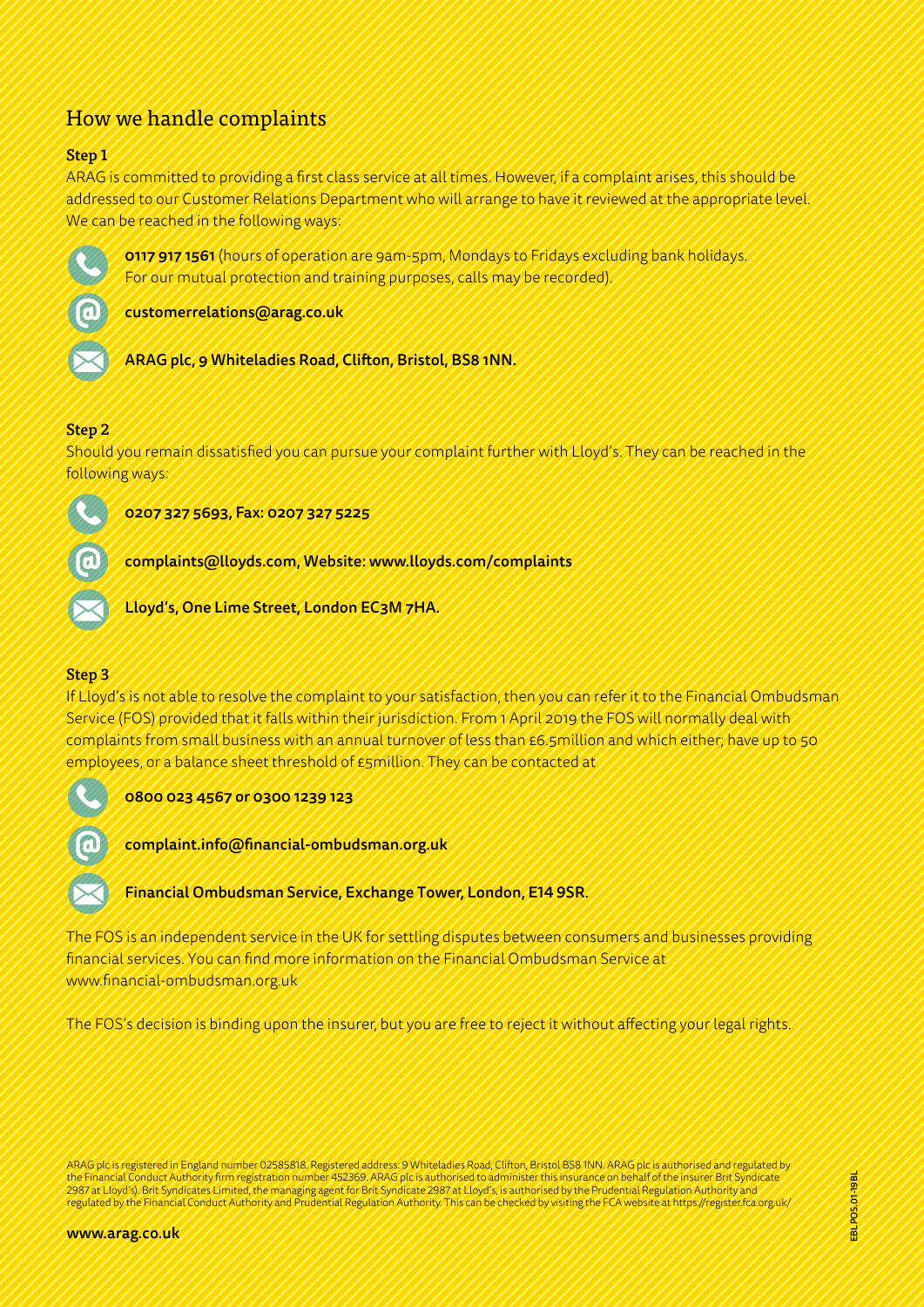## How we handle complaints

### Step 1

ARAG is committed to providing a first class service at all times. However, if a complaint arises, this should be addressed to our Customer Relations Department who will arrange to have it reviewed at the appropriate level. We can be reached in the following ways:

**0117 917 1561** (hours of operation are 9am-5pm, Mondays to Fridays excluding bank holidays. For our mutual protection and training purposes, calls may be recorded).

**customerrelations@arag.co.uk**

**ARAG plc, 9 Whiteladies Road, Clifton, Bristol, BS8 1NN.**

### Step 2

Should you remain dissatisfied you can pursue your complaint further with Lloyd's. They can be reached in the following ways:

**0207 327 5693, Fax: 0207 327 5225**

**complaints@lloyds.com, Website: www.lloyds.com/complaints**

**Lloyd's, One Lime Street, London EC3M 7HA.**

### Step 3

If Lloyd's is not able to resolve the complaint to your satisfaction, then you can refer it to the Financial Ombudsman Service (FOS) provided that it falls within their jurisdiction. From 1 April 2019 the FOS will normally deal with complaints from small business with an annual turnover of less than £6.5million and which either; have up to 50 employees, or a balance sheet threshold of £5million. They can be contacted at

**0800 023 4567 or 0300 1239 123**

**complaint.info@financial-ombudsman.org.uk**

**Financial Ombudsman Service, Exchange Tower, London, E14 9SR.**

The FOS is an independent service in the UK for settling disputes between consumers and businesses providing financial services. You can find more information on the Financial Ombudsman Service at www.financial-ombudsman.org.uk

The FOS's decision is binding upon the insurer, but you are free to reject it without affecting your legal rights.

ARAG plc is registered in England number 02585818. Registered address: 9 Whiteladies Road, Clifton, Bristol BS8 1NN. ARAG plc is authorised and regulated by the Financial Conduct Authority firm registration number 452369. ARAG plc is authorised to administer this insurance on behalf of the insurer Brit Syndicate 2987 at Lloyd's). Brit Syndicates Limited, the managing agent for Brit Syndicate 2987 at Lloyd's, is authorised by the Prudential Regulation Authority and regulated by the Financial Conduct Authority and Prudential Regulation Authority. This can be checked by visiting the FCA website at https://register.fca.org.uk/

**www.arag.co.uk**

EBL POS 01-19BL